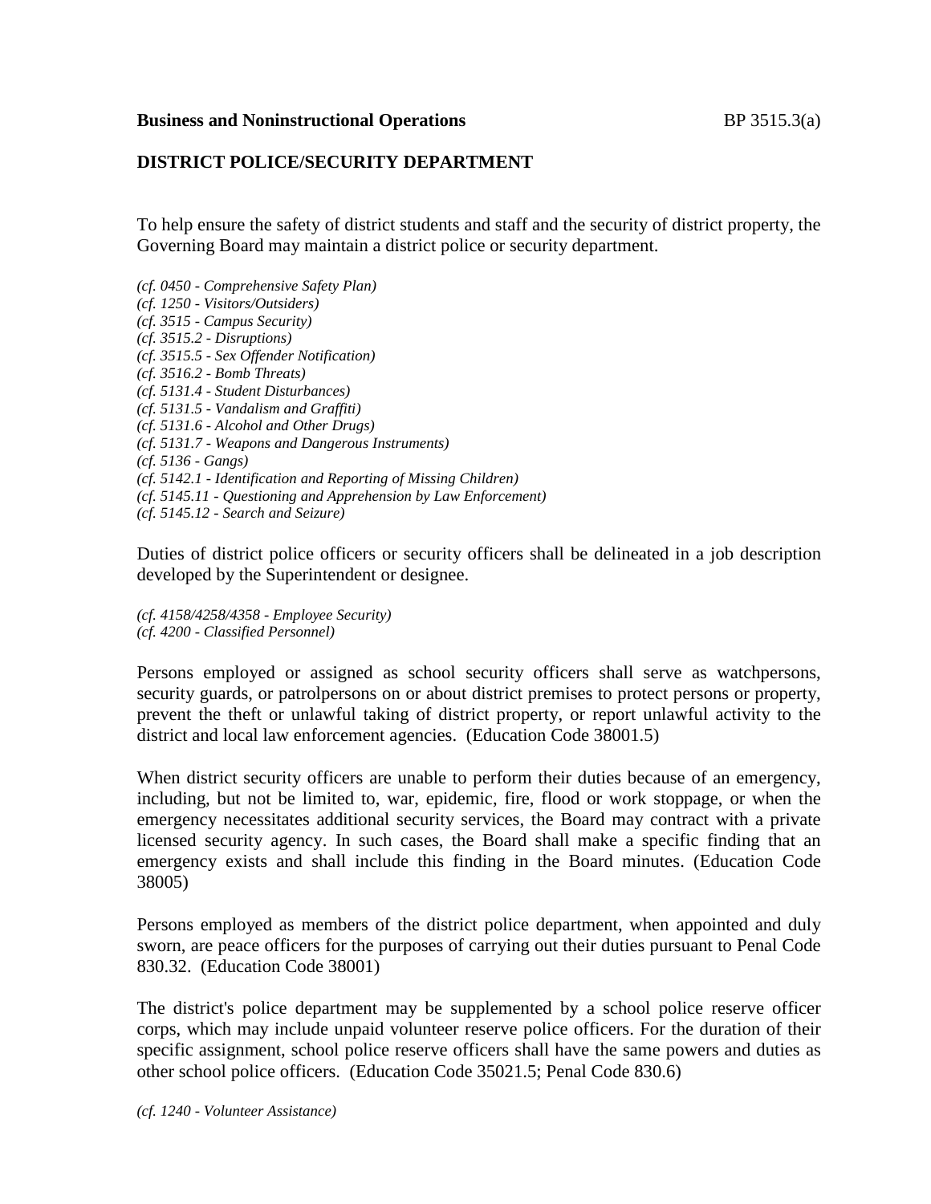**Business and Noninstructional Operations** BP 3515.3(a)

**DISTRICT POLICE/SECURITY DEPARTMENT**

To help ensure the safety of district students and staff and the security of district property, the Governing Board may maintain a district police or security department.

*(cf. 0450 - Comprehensive Safety Plan)*
*(cf. 1250 - Visitors/Outsiders)*
*(cf. 3515 - Campus Security)*
*(cf. 3515.2 - Disruptions)*
*(cf. 3515.5 - Sex Offender Notification)*
*(cf. 3516.2 - Bomb Threats)*
*(cf. 5131.4 - Student Disturbances)*
*(cf. 5131.5 - Vandalism and Graffiti)*
*(cf. 5131.6 - Alcohol and Other Drugs)*
*(cf. 5131.7 - Weapons and Dangerous Instruments)*
*(cf. 5136 - Gangs)*
*(cf. 5142.1 - Identification and Reporting of Missing Children)*
*(cf. 5145.11 - Questioning and Apprehension by Law Enforcement)*
*(cf. 5145.12 - Search and Seizure)*

Duties of district police officers or security officers shall be delineated in a job description developed by the Superintendent or designee.

*(cf. 4158/4258/4358 - Employee Security)*
*(cf. 4200 - Classified Personnel)*

Persons employed or assigned as school security officers shall serve as watchpersons, security guards, or patrolpersons on or about district premises to protect persons or property, prevent the theft or unlawful taking of district property, or report unlawful activity to the district and local law enforcement agencies. (Education Code 38001.5)

When district security officers are unable to perform their duties because of an emergency, including, but not be limited to, war, epidemic, fire, flood or work stoppage, or when the emergency necessitates additional security services, the Board may contract with a private licensed security agency. In such cases, the Board shall make a specific finding that an emergency exists and shall include this finding in the Board minutes. (Education Code 38005)

Persons employed as members of the district police department, when appointed and duly sworn, are peace officers for the purposes of carrying out their duties pursuant to Penal Code 830.32. (Education Code 38001)

The district's police department may be supplemented by a school police reserve officer corps, which may include unpaid volunteer reserve police officers. For the duration of their specific assignment, school police reserve officers shall have the same powers and duties as other school police officers. (Education Code 35021.5; Penal Code 830.6)

*(cf. 1240 - Volunteer Assistance)*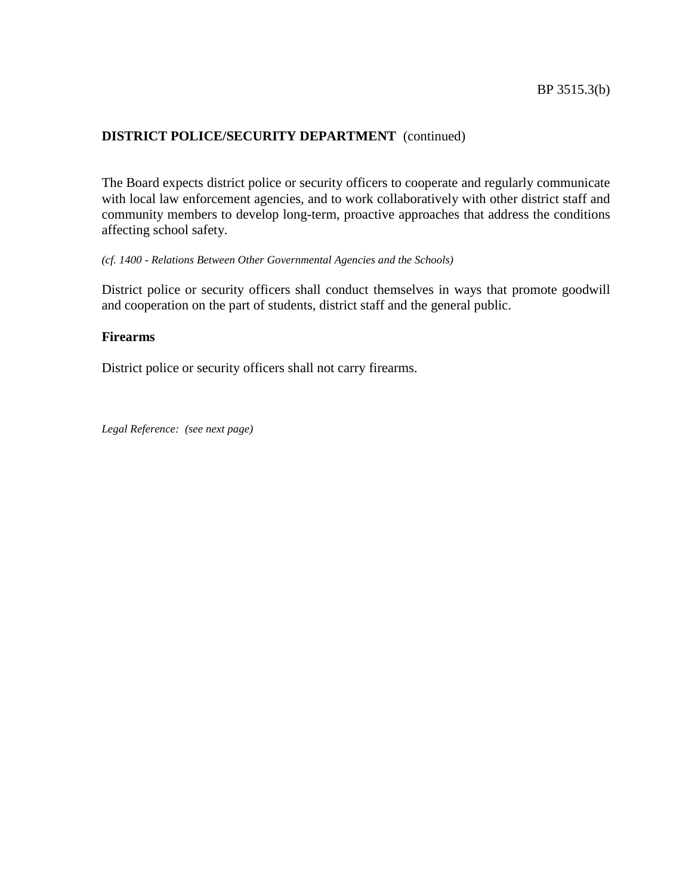**DISTRICT POLICE/SECURITY DEPARTMENT** (continued)

The Board expects district police or security officers to cooperate and regularly communicate with local law enforcement agencies, and to work collaboratively with other district staff and community members to develop long-term, proactive approaches that address the conditions affecting school safety.

*(cf. 1400 - Relations Between Other Governmental Agencies and the Schools)*

District police or security officers shall conduct themselves in ways that promote goodwill and cooperation on the part of students, district staff and the general public.

**Firearms**

District police or security officers shall not carry firearms.

*Legal Reference: (see next page)*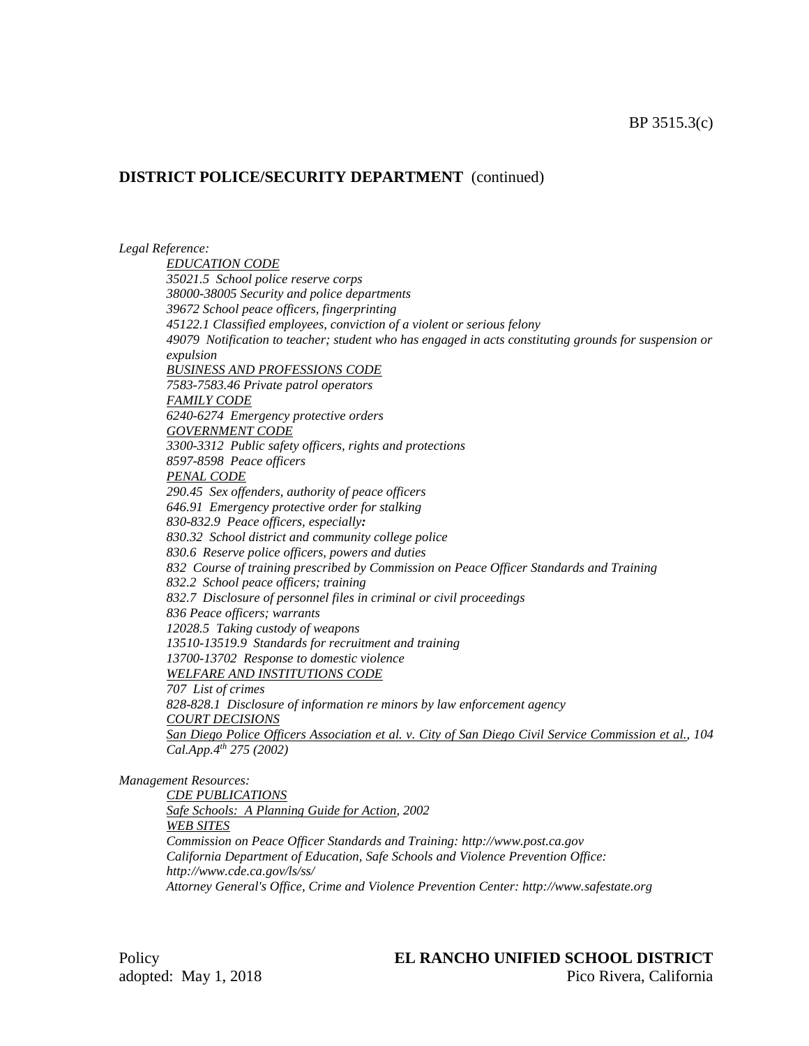**DISTRICT POLICE/SECURITY DEPARTMENT** (continued)

*Legal Reference:*

*EDUCATION CODE*
*35021.5 School police reserve corps*
*38000-38005 Security and police departments*
*39672 School peace officers, fingerprinting*
*45122.1 Classified employees, conviction of a violent or serious felony*
*49079 Notification to teacher; student who has engaged in acts constituting grounds for suspension or expulsion*
*BUSINESS AND PROFESSIONS CODE*
*7583-7583.46 Private patrol operators*
*FAMILY CODE*
*6240-6274 Emergency protective orders*
*GOVERNMENT CODE*
*3300-3312 Public safety officers, rights and protections*
*8597-8598 Peace officers*
*PENAL CODE*
*290.45 Sex offenders, authority of peace officers*
*646.91 Emergency protective order for stalking*
*830-832.9 Peace officers, especially:*
*830.32 School district and community college police*
*830.6 Reserve police officers, powers and duties*
*832 Course of training prescribed by Commission on Peace Officer Standards and Training*
*832.2 School peace officers; training*
*832.7 Disclosure of personnel files in criminal or civil proceedings*
*836 Peace officers; warrants*
*12028.5 Taking custody of weapons*
*13510-13519.9 Standards for recruitment and training*
*13700-13702 Response to domestic violence*
*WELFARE AND INSTITUTIONS CODE*
*707 List of crimes*
*828-828.1 Disclosure of information re minors by law enforcement agency*
*COURT DECISIONS*
*San Diego Police Officers Association et al. v. City of San Diego Civil Service Commission et al., 104 Cal.App.4th 275 (2002)*

*Management Resources:*

*CDE PUBLICATIONS*
*Safe Schools: A Planning Guide for Action, 2002*
*WEB SITES*
*Commission on Peace Officer Standards and Training: http://www.post.ca.gov*
*California Department of Education, Safe Schools and Violence Prevention Office: http://www.cde.ca.gov/ls/ss/*
*Attorney General's Office, Crime and Violence Prevention Center: http://www.safestate.org*

Policy
adopted: May 1, 2018

**EL RANCHO UNIFIED SCHOOL DISTRICT**
Pico Rivera, California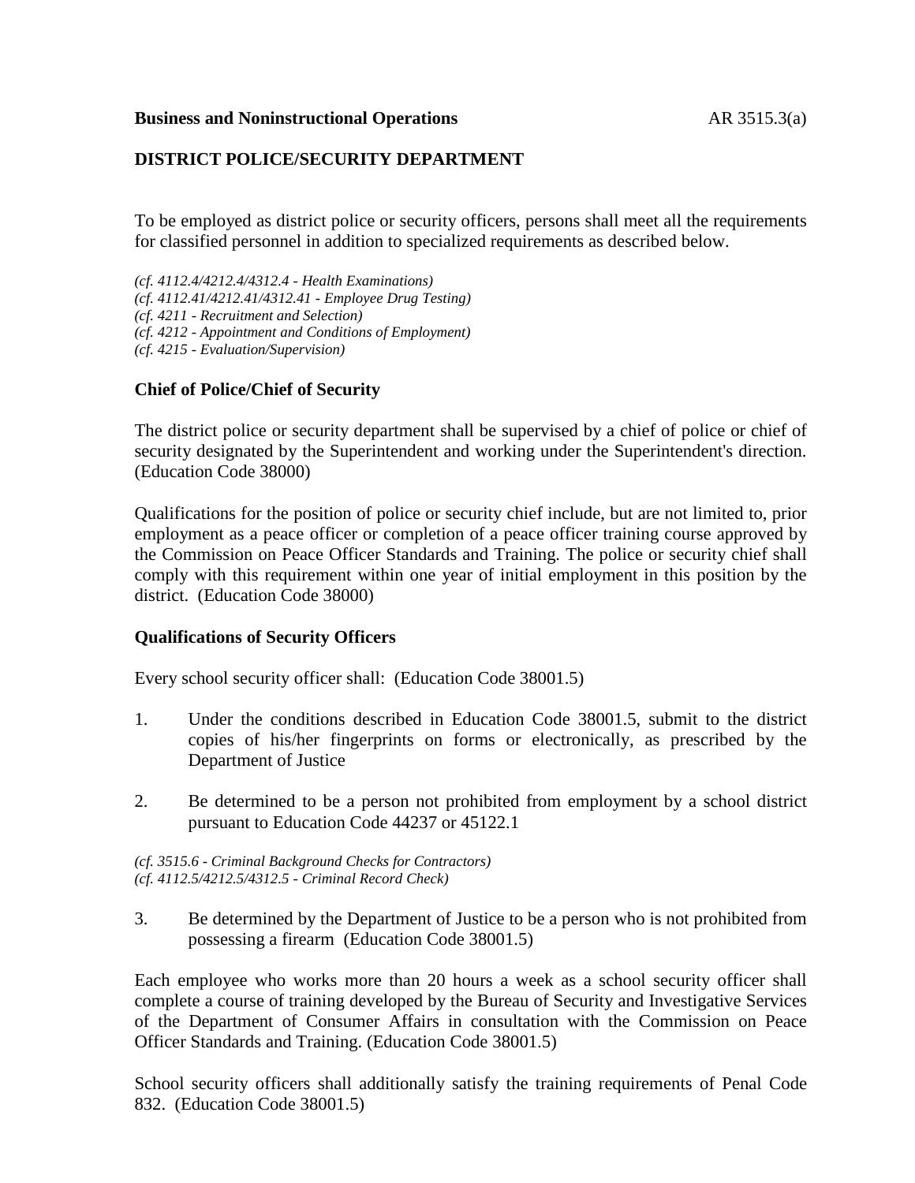**Business and Noninstructional Operations** AR 3515.3(a)

## DISTRICT POLICE/SECURITY DEPARTMENT

To be employed as district police or security officers, persons shall meet all the requirements for classified personnel in addition to specialized requirements as described below.

*(cf. 4112.4/4212.4/4312.4 - Health Examinations)*
*(cf. 4112.41/4212.41/4312.41 - Employee Drug Testing)*
*(cf. 4211 - Recruitment and Selection)*
*(cf. 4212 - Appointment and Conditions of Employment)*
*(cf. 4215 - Evaluation/Supervision)*

### Chief of Police/Chief of Security

The district police or security department shall be supervised by a chief of police or chief of security designated by the Superintendent and working under the Superintendent's direction. (Education Code 38000)

Qualifications for the position of police or security chief include, but are not limited to, prior employment as a peace officer or completion of a peace officer training course approved by the Commission on Peace Officer Standards and Training. The police or security chief shall comply with this requirement within one year of initial employment in this position by the district. (Education Code 38000)

### Qualifications of Security Officers

Every school security officer shall: (Education Code 38001.5)

1. Under the conditions described in Education Code 38001.5, submit to the district copies of his/her fingerprints on forms or electronically, as prescribed by the Department of Justice

2. Be determined to be a person not prohibited from employment by a school district pursuant to Education Code 44237 or 45122.1

*(cf. 3515.6 - Criminal Background Checks for Contractors)*
*(cf. 4112.5/4212.5/4312.5 - Criminal Record Check)*

3. Be determined by the Department of Justice to be a person who is not prohibited from possessing a firearm (Education Code 38001.5)

Each employee who works more than 20 hours a week as a school security officer shall complete a course of training developed by the Bureau of Security and Investigative Services of the Department of Consumer Affairs in consultation with the Commission on Peace Officer Standards and Training. (Education Code 38001.5)

School security officers shall additionally satisfy the training requirements of Penal Code 832. (Education Code 38001.5)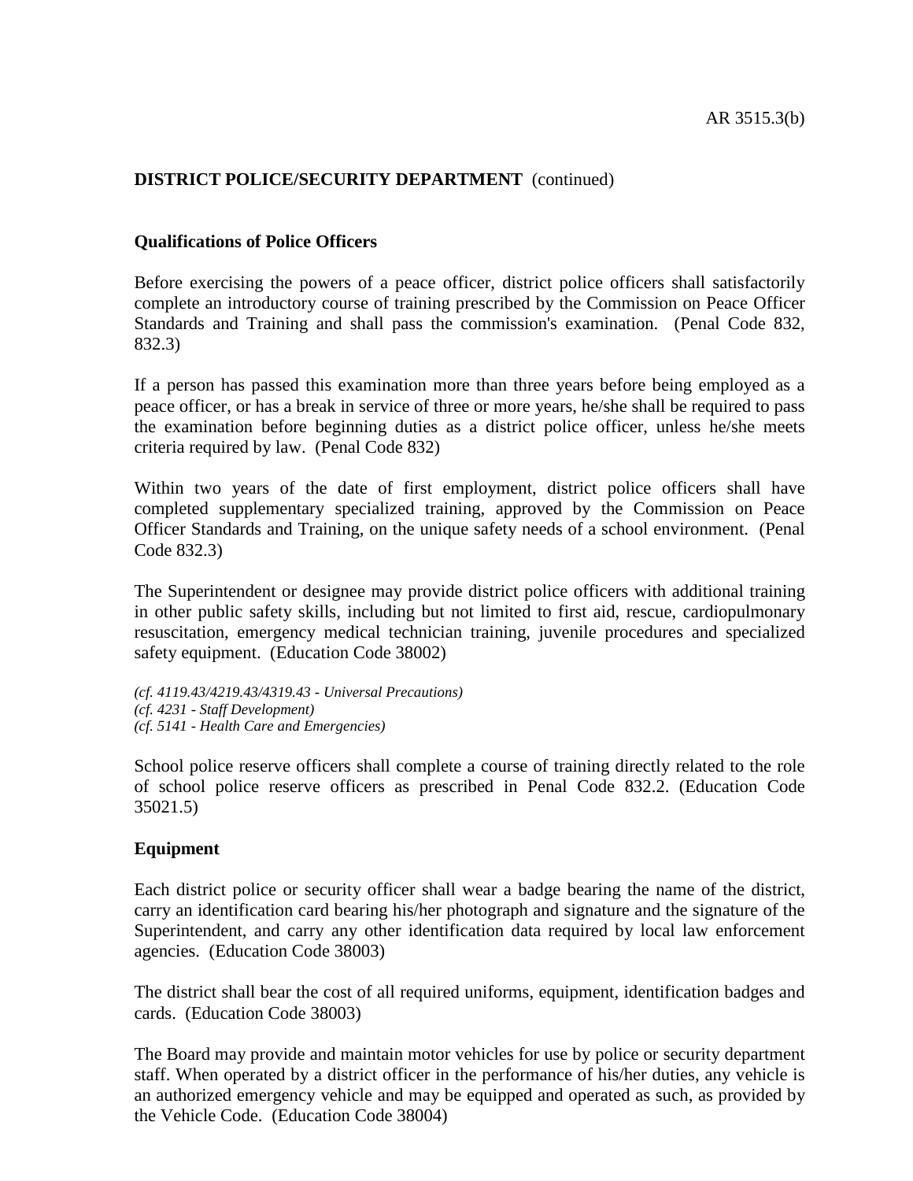**DISTRICT POLICE/SECURITY DEPARTMENT** (continued)

**Qualifications of Police Officers**

Before exercising the powers of a peace officer, district police officers shall satisfactorily complete an introductory course of training prescribed by the Commission on Peace Officer Standards and Training and shall pass the commission's examination. (Penal Code 832, 832.3)

If a person has passed this examination more than three years before being employed as a peace officer, or has a break in service of three or more years, he/she shall be required to pass the examination before beginning duties as a district police officer, unless he/she meets criteria required by law. (Penal Code 832)

Within two years of the date of first employment, district police officers shall have completed supplementary specialized training, approved by the Commission on Peace Officer Standards and Training, on the unique safety needs of a school environment. (Penal Code 832.3)

The Superintendent or designee may provide district police officers with additional training in other public safety skills, including but not limited to first aid, rescue, cardiopulmonary resuscitation, emergency medical technician training, juvenile procedures and specialized safety equipment. (Education Code 38002)

*(cf. 4119.43/4219.43/4319.43 - Universal Precautions)*
*(cf. 4231 - Staff Development)*
*(cf. 5141 - Health Care and Emergencies)*

School police reserve officers shall complete a course of training directly related to the role of school police reserve officers as prescribed in Penal Code 832.2. (Education Code 35021.5)

**Equipment**

Each district police or security officer shall wear a badge bearing the name of the district, carry an identification card bearing his/her photograph and signature and the signature of the Superintendent, and carry any other identification data required by local law enforcement agencies. (Education Code 38003)

The district shall bear the cost of all required uniforms, equipment, identification badges and cards. (Education Code 38003)

The Board may provide and maintain motor vehicles for use by police or security department staff. When operated by a district officer in the performance of his/her duties, any vehicle is an authorized emergency vehicle and may be equipped and operated as such, as provided by the Vehicle Code. (Education Code 38004)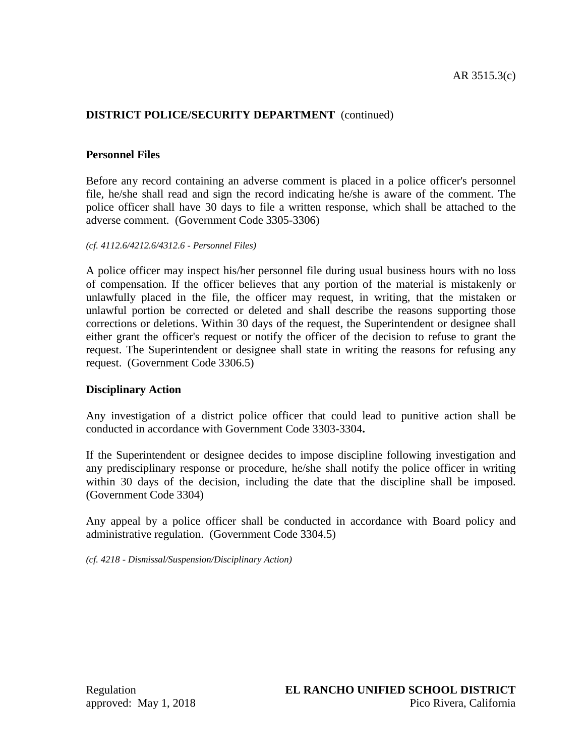**DISTRICT POLICE/SECURITY DEPARTMENT** (continued)

### Personnel Files

Before any record containing an adverse comment is placed in a police officer's personnel file, he/she shall read and sign the record indicating he/she is aware of the comment. The police officer shall have 30 days to file a written response, which shall be attached to the adverse comment. (Government Code 3305-3306)

*(cf. 4112.6/4212.6/4312.6 - Personnel Files)*

A police officer may inspect his/her personnel file during usual business hours with no loss of compensation. If the officer believes that any portion of the material is mistakenly or unlawfully placed in the file, the officer may request, in writing, that the mistaken or unlawful portion be corrected or deleted and shall describe the reasons supporting those corrections or deletions. Within 30 days of the request, the Superintendent or designee shall either grant the officer's request or notify the officer of the decision to refuse to grant the request. The Superintendent or designee shall state in writing the reasons for refusing any request. (Government Code 3306.5)

### Disciplinary Action

Any investigation of a district police officer that could lead to punitive action shall be conducted in accordance with Government Code 3303-3304**.**

If the Superintendent or designee decides to impose discipline following investigation and any predisciplinary response or procedure, he/she shall notify the police officer in writing within 30 days of the decision, including the date that the discipline shall be imposed. (Government Code 3304)

Any appeal by a police officer shall be conducted in accordance with Board policy and administrative regulation. (Government Code 3304.5)

*(cf. 4218 - Dismissal/Suspension/Disciplinary Action)*

Regulation
approved: May 1, 2018

**EL RANCHO UNIFIED SCHOOL DISTRICT**
Pico Rivera, California